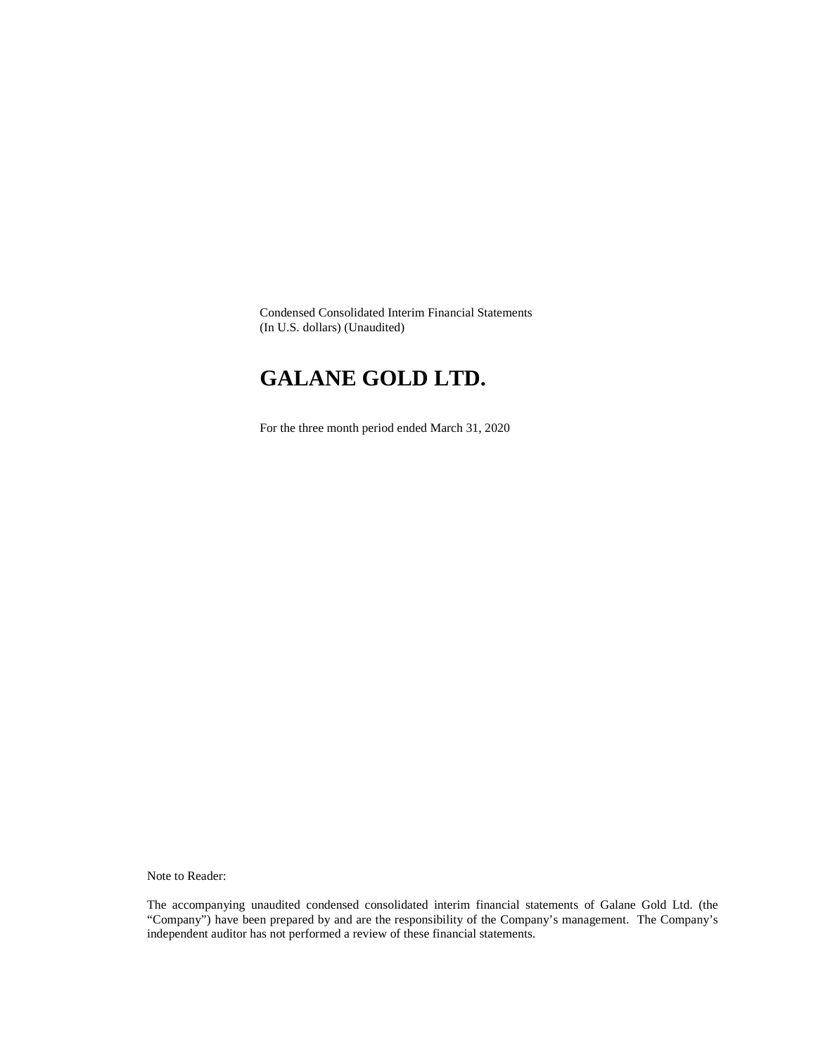Condensed Consolidated Interim Financial Statements
(In U.S. dollars) (Unaudited)

# GALANE GOLD LTD.

For the three month period ended March 31, 2020

Note to Reader:

The accompanying unaudited condensed consolidated interim financial statements of Galane Gold Ltd. (the "Company") have been prepared by and are the responsibility of the Company's management. The Company's independent auditor has not performed a review of these financial statements.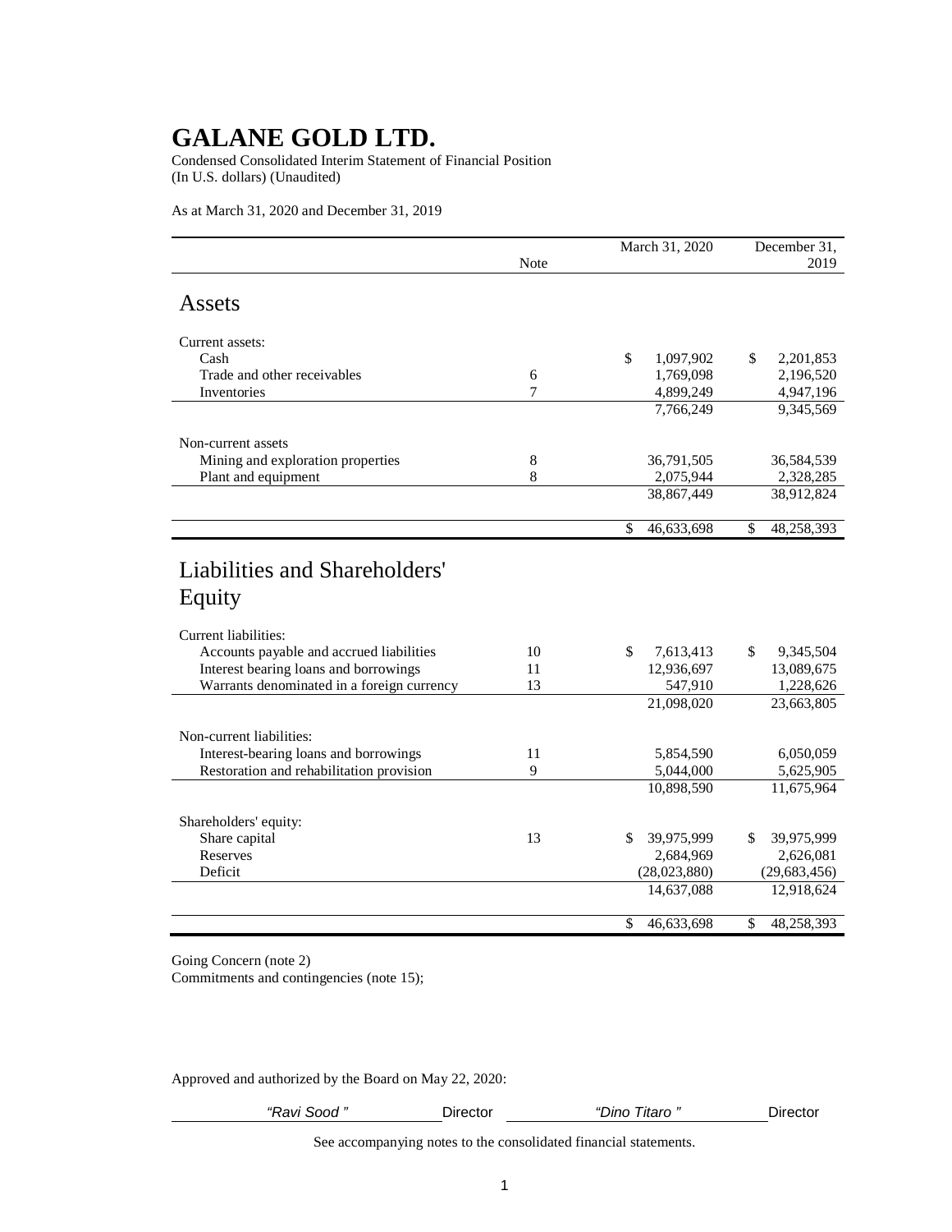# GALANE GOLD LTD.

Condensed Consolidated Interim Statement of Financial Position
(In U.S. dollars) (Unaudited)

As at March 31, 2020 and December 31, 2019

| | Note | March 31, 2020 | December 31, 2019 |
|---|---|---|---|
| **Assets** | | | |
| Current assets: | | | |
| Cash | | $ 1,097,902 | $ 2,201,853 |
| Trade and other receivables | 6 | 1,769,098 | 2,196,520 |
| Inventories | 7 | 4,899,249 | 4,947,196 |
| | | 7,766,249 | 9,345,569 |
| Non-current assets | | | |
| Mining and exploration properties | 8 | 36,791,505 | 36,584,539 |
| Plant and equipment | 8 | 2,075,944 | 2,328,285 |
| | | 38,867,449 | 38,912,824 |
| | | $ 46,633,698 | $ 48,258,393 |
| **Liabilities and Shareholders' Equity** | | | |
| Current liabilities: | | | |
| Accounts payable and accrued liabilities | 10 | $ 7,613,413 | $ 9,345,504 |
| Interest bearing loans and borrowings | 11 | 12,936,697 | 13,089,675 |
| Warrants denominated in a foreign currency | 13 | 547,910 | 1,228,626 |
| | | 21,098,020 | 23,663,805 |
| Non-current liabilities: | | | |
| Interest-bearing loans and borrowings | 11 | 5,854,590 | 6,050,059 |
| Restoration and rehabilitation provision | 9 | 5,044,000 | 5,625,905 |
| | | 10,898,590 | 11,675,964 |
| Shareholders' equity: | | | |
| Share capital | 13 | $ 39,975,999 | $ 39,975,999 |
| Reserves | | 2,684,969 | 2,626,081 |
| Deficit | | (28,023,880) | (29,683,456) |
| | | 14,637,088 | 12,918,624 |
| | | $ 46,633,698 | $ 48,258,393 |

Going Concern (note 2)
Commitments and contingencies (note 15);

Approved and authorized by the Board on May 22, 2020:

*"Ravi Sood"* Director *"Dino Titaro"* Director

See accompanying notes to the consolidated financial statements.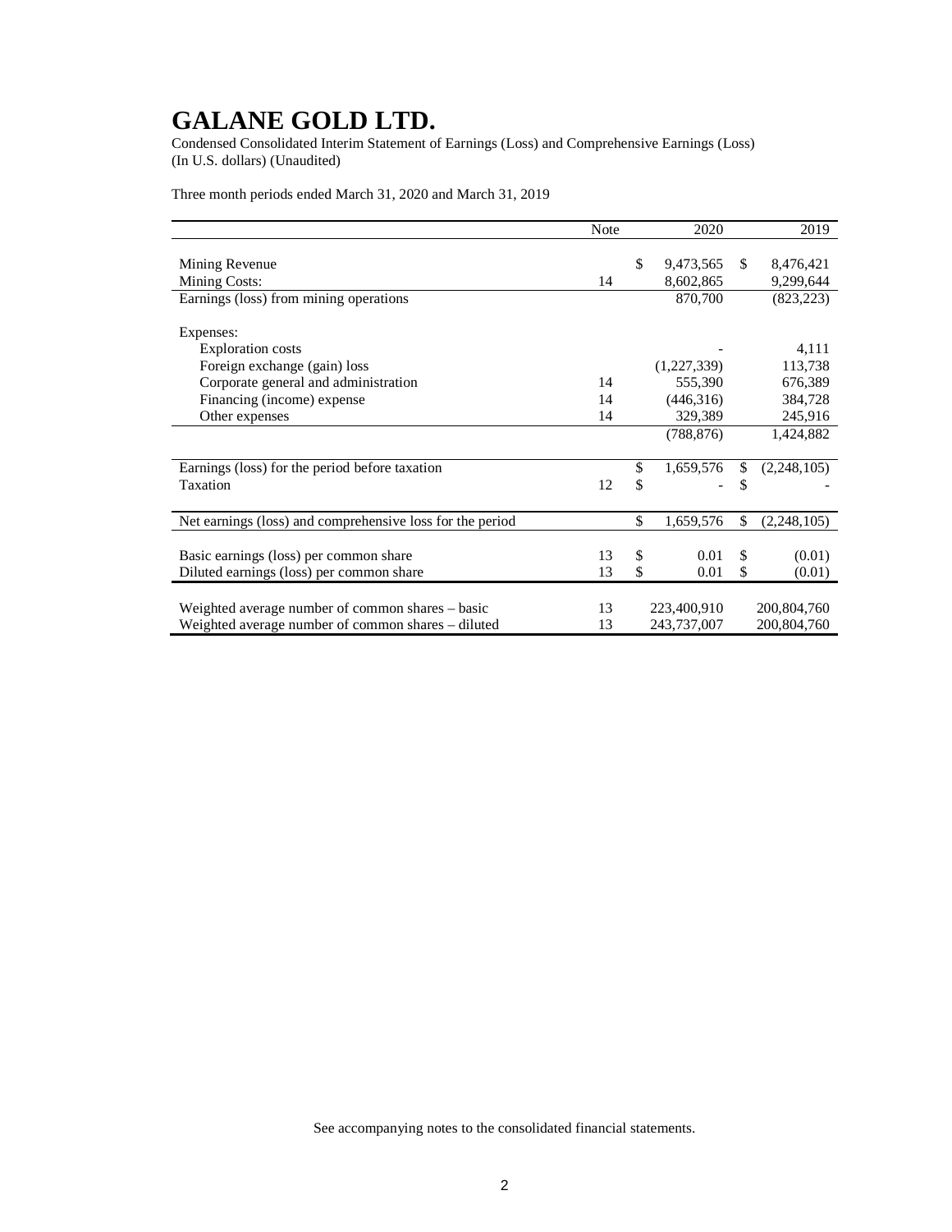# GALANE GOLD LTD.

Condensed Consolidated Interim Statement of Earnings (Loss) and Comprehensive Earnings (Loss)
(In U.S. dollars) (Unaudited)

Three month periods ended March 31, 2020 and March 31, 2019

| | Note | 2020 | 2019 |
|---|---|---|---|
| Mining Revenue | | $ 9,473,565 | $ 8,476,421 |
| Mining Costs: | 14 | 8,602,865 | 9,299,644 |
| Earnings (loss) from mining operations | | 870,700 | (823,223) |
| Expenses: | | | |
| Exploration costs | | - | 4,111 |
| Foreign exchange (gain) loss | | (1,227,339) | 113,738 |
| Corporate general and administration | 14 | 555,390 | 676,389 |
| Financing (income) expense | 14 | (446,316) | 384,728 |
| Other expenses | 14 | 329,389 | 245,916 |
| | | (788,876) | 1,424,882 |
| Earnings (loss) for the period before taxation | | $ 1,659,576 | $ (2,248,105) |
| Taxation | 12 | $ - | $ - |
| Net earnings (loss) and comprehensive loss for the period | | $ 1,659,576 | $ (2,248,105) |
| Basic earnings (loss) per common share | 13 | $ 0.01 | $ (0.01) |
| Diluted earnings (loss) per common share | 13 | $ 0.01 | $ (0.01) |
| Weighted average number of common shares – basic | 13 | 223,400,910 | 200,804,760 |
| Weighted average number of common shares – diluted | 13 | 243,737,007 | 200,804,760 |

See accompanying notes to the consolidated financial statements.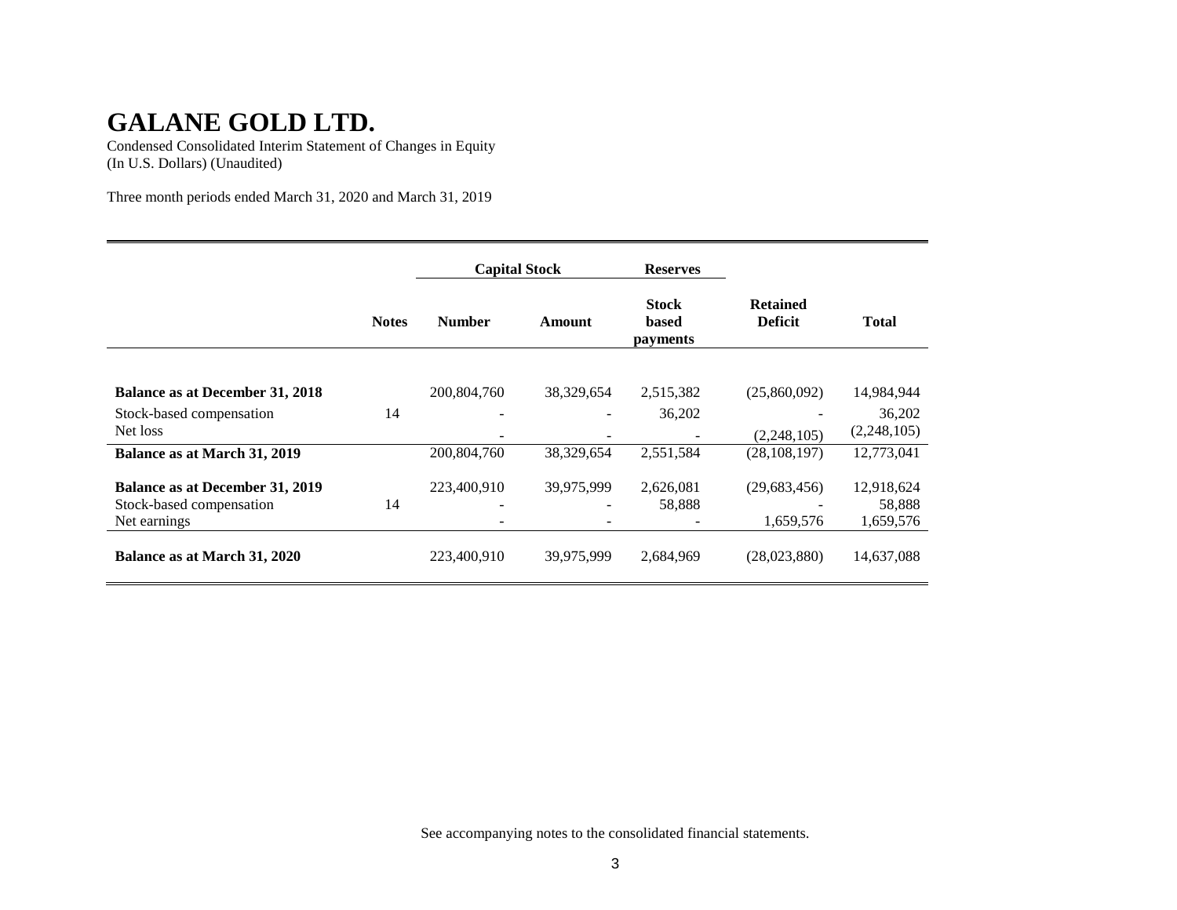# GALANE GOLD LTD.

Condensed Consolidated Interim Statement of Changes in Equity
(In U.S. Dollars) (Unaudited)

Three month periods ended March 31, 2020 and March 31, 2019

| | | Capital Stock | | Reserves | | |
|---|---|---|---|---|---|---|
| | **Notes** | **Number** | **Amount** | **Stock based payments** | **Retained Deficit** | **Total** |
| **Balance as at December 31, 2018** | | 200,804,760 | 38,329,654 | 2,515,382 | (25,860,092) | 14,984,944 |
| Stock-based compensation | 14 | - | - | 36,202 | - | 36,202 |
| Net loss | | - | - | - | (2,248,105) | (2,248,105) |
| **Balance as at March 31, 2019** | | 200,804,760 | 38,329,654 | 2,551,584 | (28,108,197) | 12,773,041 |
| **Balance as at December 31, 2019** | | 223,400,910 | 39,975,999 | 2,626,081 | (29,683,456) | 12,918,624 |
| Stock-based compensation | 14 | - | - | 58,888 | - | 58,888 |
| Net earnings | | - | - | - | 1,659,576 | 1,659,576 |
| **Balance as at March 31, 2020** | | 223,400,910 | 39,975,999 | 2,684,969 | (28,023,880) | 14,637,088 |

See accompanying notes to the consolidated financial statements.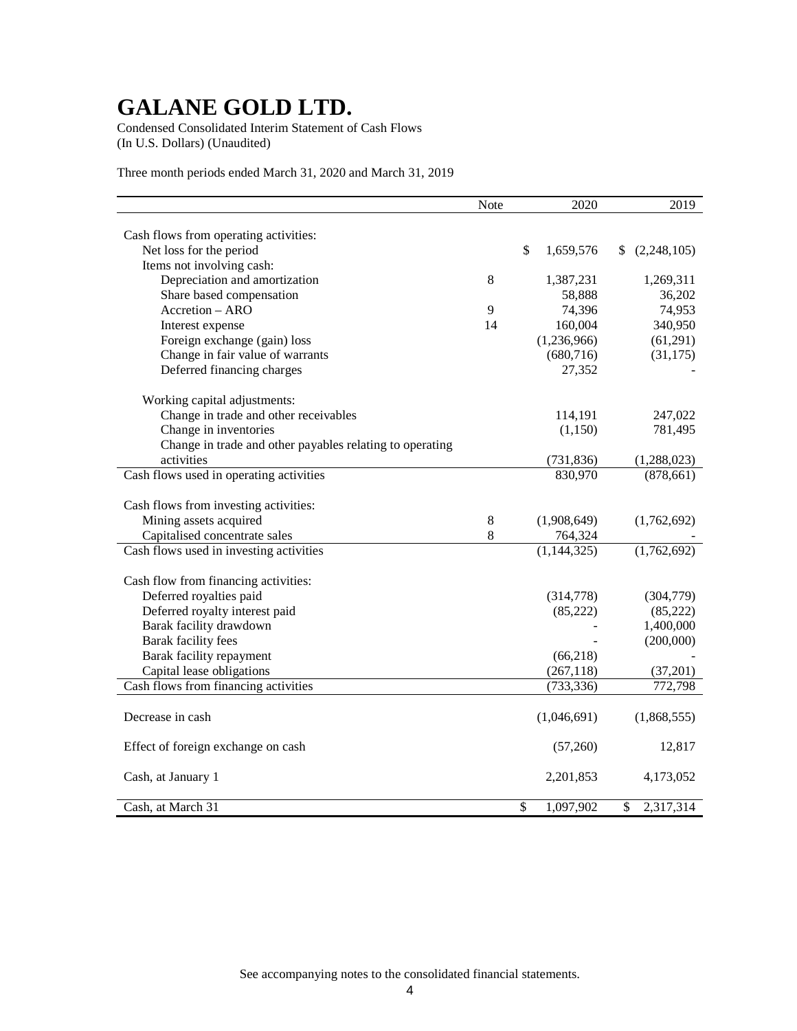# GALANE GOLD LTD.

Condensed Consolidated Interim Statement of Cash Flows
(In U.S. Dollars) (Unaudited)

Three month periods ended March 31, 2020 and March 31, 2019

| | Note | 2020 | 2019 |
|---|---|---|---|
| Cash flows from operating activities: | | | |
| Net loss for the period | | $ 1,659,576 | $ (2,248,105) |
| Items not involving cash: | | | |
| Depreciation and amortization | 8 | 1,387,231 | 1,269,311 |
| Share based compensation | | 58,888 | 36,202 |
| Accretion – ARO | 9 | 74,396 | 74,953 |
| Interest expense | 14 | 160,004 | 340,950 |
| Foreign exchange (gain) loss | | (1,236,966) | (61,291) |
| Change in fair value of warrants | | (680,716) | (31,175) |
| Deferred financing charges | | 27,352 | - |
| Working capital adjustments: | | | |
| Change in trade and other receivables | | 114,191 | 247,022 |
| Change in inventories | | (1,150) | 781,495 |
| Change in trade and other payables relating to operating activities | | (731,836) | (1,288,023) |
| Cash flows used in operating activities | | 830,970 | (878,661) |
| Cash flows from investing activities: | | | |
| Mining assets acquired | 8 | (1,908,649) | (1,762,692) |
| Capitalised concentrate sales | 8 | 764,324 | - |
| Cash flows used in investing activities | | (1,144,325) | (1,762,692) |
| Cash flow from financing activities: | | | |
| Deferred royalties paid | | (314,778) | (304,779) |
| Deferred royalty interest paid | | (85,222) | (85,222) |
| Barak facility drawdown | | - | 1,400,000 |
| Barak facility fees | | - | (200,000) |
| Barak facility repayment | | (66,218) | - |
| Capital lease obligations | | (267,118) | (37,201) |
| Cash flows from financing activities | | (733,336) | 772,798 |
| Decrease in cash | | (1,046,691) | (1,868,555) |
| Effect of foreign exchange on cash | | (57,260) | 12,817 |
| Cash, at January 1 | | 2,201,853 | 4,173,052 |
| Cash, at March 31 | | $ 1,097,902 | $ 2,317,314 |

See accompanying notes to the consolidated financial statements.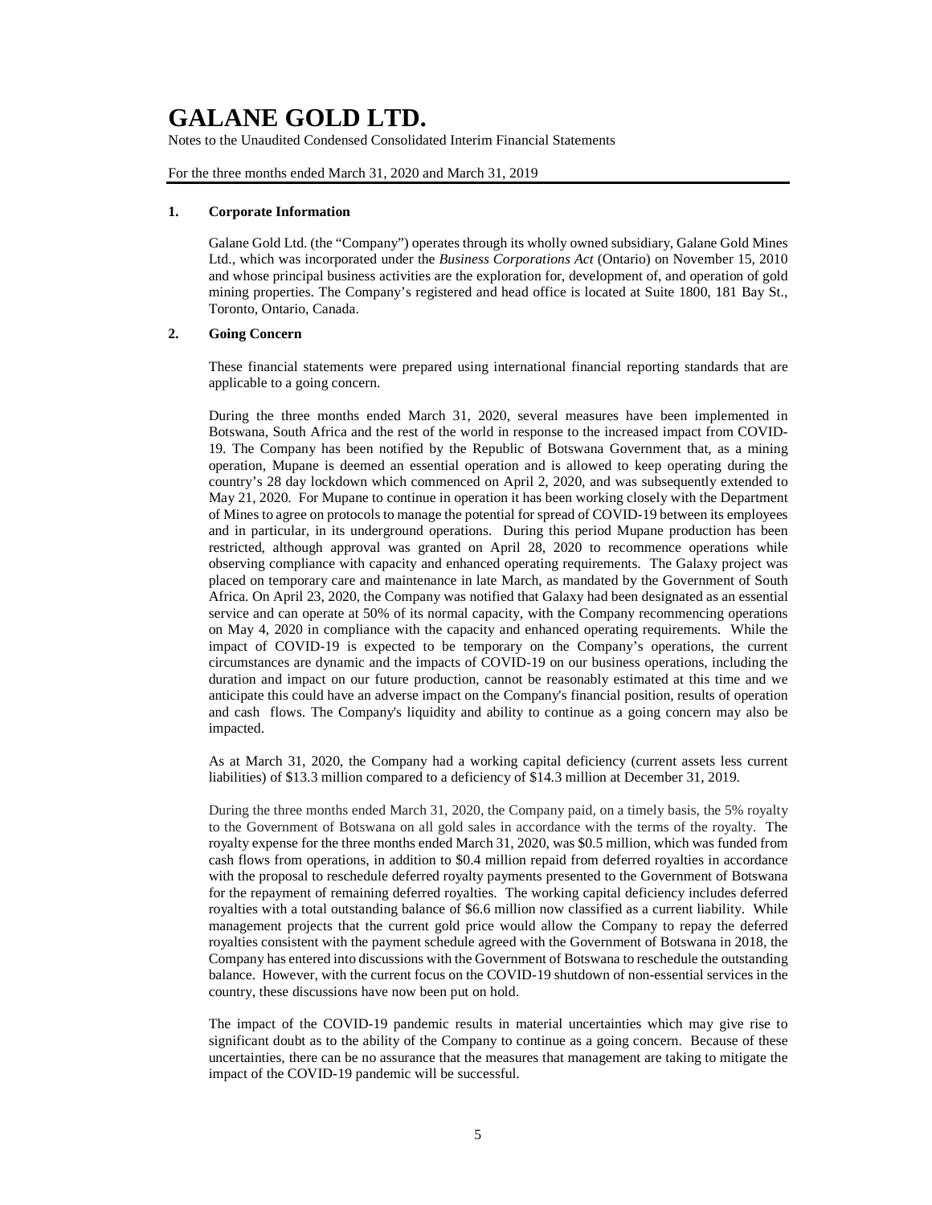# GALANE GOLD LTD.

Notes to the Unaudited Condensed Consolidated Interim Financial Statements

For the three months ended March 31, 2020 and March 31, 2019

## 1. Corporate Information

Galane Gold Ltd. (the "Company") operates through its wholly owned subsidiary, Galane Gold Mines Ltd., which was incorporated under the *Business Corporations Act* (Ontario) on November 15, 2010 and whose principal business activities are the exploration for, development of, and operation of gold mining properties. The Company's registered and head office is located at Suite 1800, 181 Bay St., Toronto, Ontario, Canada.

## 2. Going Concern

These financial statements were prepared using international financial reporting standards that are applicable to a going concern.

During the three months ended March 31, 2020, several measures have been implemented in Botswana, South Africa and the rest of the world in response to the increased impact from COVID-19. The Company has been notified by the Republic of Botswana Government that, as a mining operation, Mupane is deemed an essential operation and is allowed to keep operating during the country's 28 day lockdown which commenced on April 2, 2020, and was subsequently extended to May 21, 2020. For Mupane to continue in operation it has been working closely with the Department of Mines to agree on protocols to manage the potential for spread of COVID-19 between its employees and in particular, in its underground operations. During this period Mupane production has been restricted, although approval was granted on April 28, 2020 to recommence operations while observing compliance with capacity and enhanced operating requirements. The Galaxy project was placed on temporary care and maintenance in late March, as mandated by the Government of South Africa. On April 23, 2020, the Company was notified that Galaxy had been designated as an essential service and can operate at 50% of its normal capacity, with the Company recommencing operations on May 4, 2020 in compliance with the capacity and enhanced operating requirements. While the impact of COVID-19 is expected to be temporary on the Company's operations, the current circumstances are dynamic and the impacts of COVID-19 on our business operations, including the duration and impact on our future production, cannot be reasonably estimated at this time and we anticipate this could have an adverse impact on the Company's financial position, results of operation and cash flows. The Company's liquidity and ability to continue as a going concern may also be impacted.

As at March 31, 2020, the Company had a working capital deficiency (current assets less current liabilities) of \$13.3 million compared to a deficiency of \$14.3 million at December 31, 2019.

During the three months ended March 31, 2020, the Company paid, on a timely basis, the 5% royalty to the Government of Botswana on all gold sales in accordance with the terms of the royalty. The royalty expense for the three months ended March 31, 2020, was \$0.5 million, which was funded from cash flows from operations, in addition to \$0.4 million repaid from deferred royalties in accordance with the proposal to reschedule deferred royalty payments presented to the Government of Botswana for the repayment of remaining deferred royalties. The working capital deficiency includes deferred royalties with a total outstanding balance of \$6.6 million now classified as a current liability. While management projects that the current gold price would allow the Company to repay the deferred royalties consistent with the payment schedule agreed with the Government of Botswana in 2018, the Company has entered into discussions with the Government of Botswana to reschedule the outstanding balance. However, with the current focus on the COVID-19 shutdown of non-essential services in the country, these discussions have now been put on hold.

The impact of the COVID-19 pandemic results in material uncertainties which may give rise to significant doubt as to the ability of the Company to continue as a going concern. Because of these uncertainties, there can be no assurance that the measures that management are taking to mitigate the impact of the COVID-19 pandemic will be successful.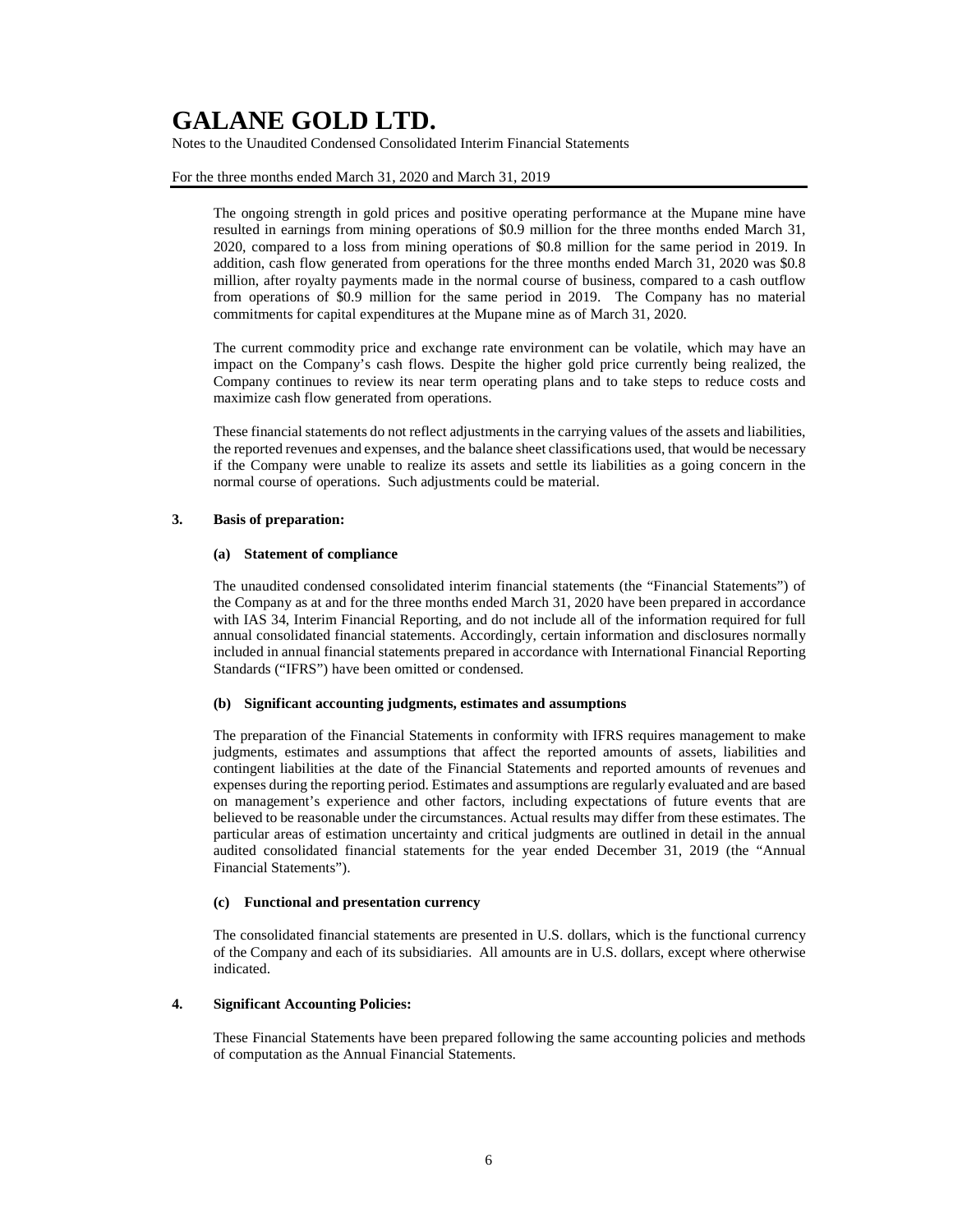The ongoing strength in gold prices and positive operating performance at the Mupane mine have resulted in earnings from mining operations of $0.9 million for the three months ended March 31, 2020, compared to a loss from mining operations of $0.8 million for the same period in 2019. In addition, cash flow generated from operations for the three months ended March 31, 2020 was $0.8 million, after royalty payments made in the normal course of business, compared to a cash outflow from operations of $0.9 million for the same period in 2019. The Company has no material commitments for capital expenditures at the Mupane mine as of March 31, 2020.

The current commodity price and exchange rate environment can be volatile, which may have an impact on the Company's cash flows. Despite the higher gold price currently being realized, the Company continues to review its near term operating plans and to take steps to reduce costs and maximize cash flow generated from operations.

These financial statements do not reflect adjustments in the carrying values of the assets and liabilities, the reported revenues and expenses, and the balance sheet classifications used, that would be necessary if the Company were unable to realize its assets and settle its liabilities as a going concern in the normal course of operations. Such adjustments could be material.

## 3. Basis of preparation:

### (a) Statement of compliance

The unaudited condensed consolidated interim financial statements (the "Financial Statements") of the Company as at and for the three months ended March 31, 2020 have been prepared in accordance with IAS 34, Interim Financial Reporting, and do not include all of the information required for full annual consolidated financial statements. Accordingly, certain information and disclosures normally included in annual financial statements prepared in accordance with International Financial Reporting Standards ("IFRS") have been omitted or condensed.

### (b) Significant accounting judgments, estimates and assumptions

The preparation of the Financial Statements in conformity with IFRS requires management to make judgments, estimates and assumptions that affect the reported amounts of assets, liabilities and contingent liabilities at the date of the Financial Statements and reported amounts of revenues and expenses during the reporting period. Estimates and assumptions are regularly evaluated and are based on management's experience and other factors, including expectations of future events that are believed to be reasonable under the circumstances. Actual results may differ from these estimates. The particular areas of estimation uncertainty and critical judgments are outlined in detail in the annual audited consolidated financial statements for the year ended December 31, 2019 (the "Annual Financial Statements").

### (c) Functional and presentation currency

The consolidated financial statements are presented in U.S. dollars, which is the functional currency of the Company and each of its subsidiaries. All amounts are in U.S. dollars, except where otherwise indicated.

## 4. Significant Accounting Policies:

These Financial Statements have been prepared following the same accounting policies and methods of computation as the Annual Financial Statements.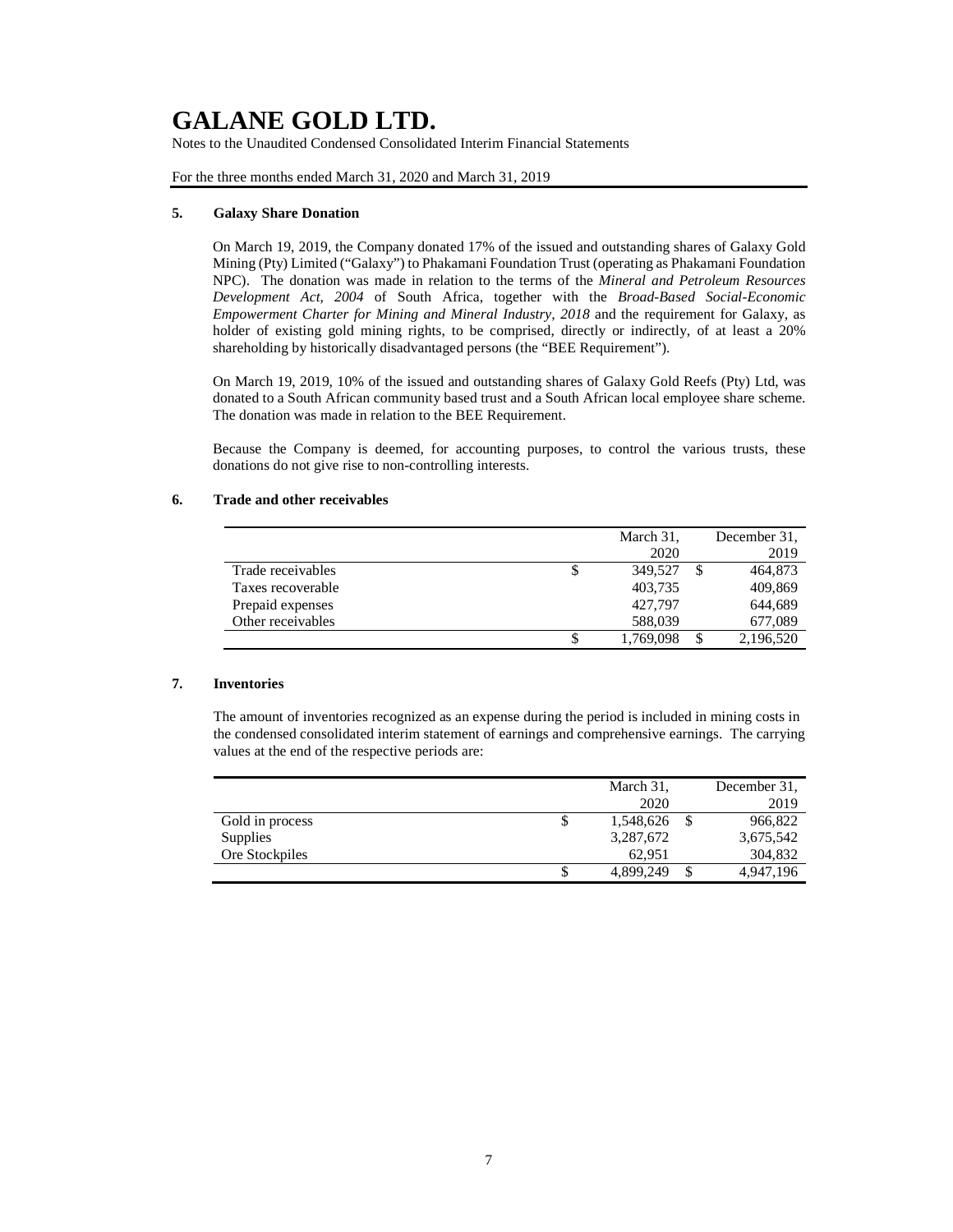### 5. Galaxy Share Donation

On March 19, 2019, the Company donated 17% of the issued and outstanding shares of Galaxy Gold Mining (Pty) Limited ("Galaxy") to Phakamani Foundation Trust (operating as Phakamani Foundation NPC). The donation was made in relation to the terms of the *Mineral and Petroleum Resources Development Act, 2004* of South Africa, together with the *Broad-Based Social-Economic Empowerment Charter for Mining and Mineral Industry, 2018* and the requirement for Galaxy, as holder of existing gold mining rights, to be comprised, directly or indirectly, of at least a 20% shareholding by historically disadvantaged persons (the "BEE Requirement").

On March 19, 2019, 10% of the issued and outstanding shares of Galaxy Gold Reefs (Pty) Ltd, was donated to a South African community based trust and a South African local employee share scheme. The donation was made in relation to the BEE Requirement.

Because the Company is deemed, for accounting purposes, to control the various trusts, these donations do not give rise to non-controlling interests.

### 6. Trade and other receivables

| | March 31, 2020 | December 31, 2019 |
|---|---|---|
| Trade receivables | $ 349,527 | $ 464,873 |
| Taxes recoverable | 403,735 | 409,869 |
| Prepaid expenses | 427,797 | 644,689 |
| Other receivables | 588,039 | 677,089 |
| | $ 1,769,098 | $ 2,196,520 |

### 7. Inventories

The amount of inventories recognized as an expense during the period is included in mining costs in the condensed consolidated interim statement of earnings and comprehensive earnings. The carrying values at the end of the respective periods are:

| | March 31, 2020 | December 31, 2019 |
|---|---|---|
| Gold in process | $ 1,548,626 | $ 966,822 |
| Supplies | 3,287,672 | 3,675,542 |
| Ore Stockpiles | 62,951 | 304,832 |
| | $ 4,899,249 | $ 4,947,196 |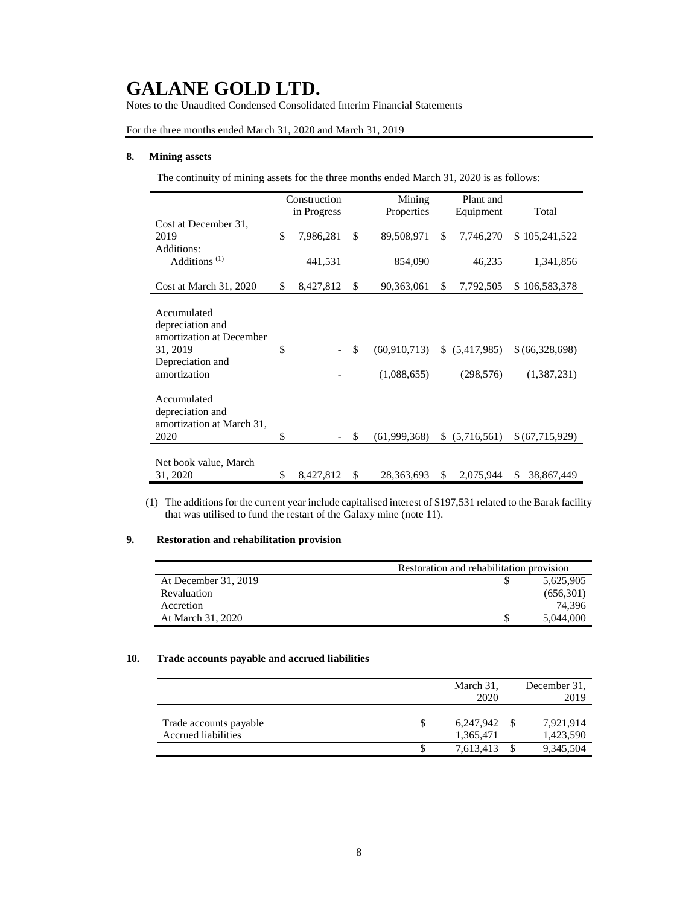# GALANE GOLD LTD.

Notes to the Unaudited Condensed Consolidated Interim Financial Statements

For the three months ended March 31, 2020 and March 31, 2019

## 8. Mining assets

The continuity of mining assets for the three months ended March 31, 2020 is as follows:

| | Construction in Progress | Mining Properties | Plant and Equipment | Total |
|---|---|---|---|---|
| Cost at December 31, 2019 | $ 7,986,281 | $ 89,508,971 | $ 7,746,270 | $ 105,241,522 |
| Additions: | | | | |
| Additions [(1)] | 441,531 | 854,090 | 46,235 | 1,341,856 |
| Cost at March 31, 2020 | $ 8,427,812 | $ 90,363,061 | $ 7,792,505 | $ 106,583,378 |
| Accumulated depreciation and amortization at December 31, 2019 | $ - | $ (60,910,713) | $ (5,417,985) | $ (66,328,698) |
| Depreciation and amortization | - | (1,088,655) | (298,576) | (1,387,231) |
| Accumulated depreciation and amortization at March 31, 2020 | $ - | $ (61,999,368) | $ (5,716,561) | $ (67,715,929) |
| Net book value, March 31, 2020 | $ 8,427,812 | $ 28,363,693 | $ 2,075,944 | $ 38,867,449 |

(1) The additions for the current year include capitalised interest of $197,531 related to the Barak facility that was utilised to fund the restart of the Galaxy mine (note 11).

## 9. Restoration and rehabilitation provision

| | Restoration and rehabilitation provision |
|---|---|
| At December 31, 2019 | $ 5,625,905 |
| Revaluation | (656,301) |
| Accretion | 74,396 |
| At March 31, 2020 | $ 5,044,000 |

## 10. Trade accounts payable and accrued liabilities

| | March 31, 2020 | December 31, 2019 |
|---|---|---|
| Trade accounts payable | $ 6,247,942 | $ 7,921,914 |
| Accrued liabilities | 1,365,471 | 1,423,590 |
| | $ 7,613,413 | $ 9,345,504 |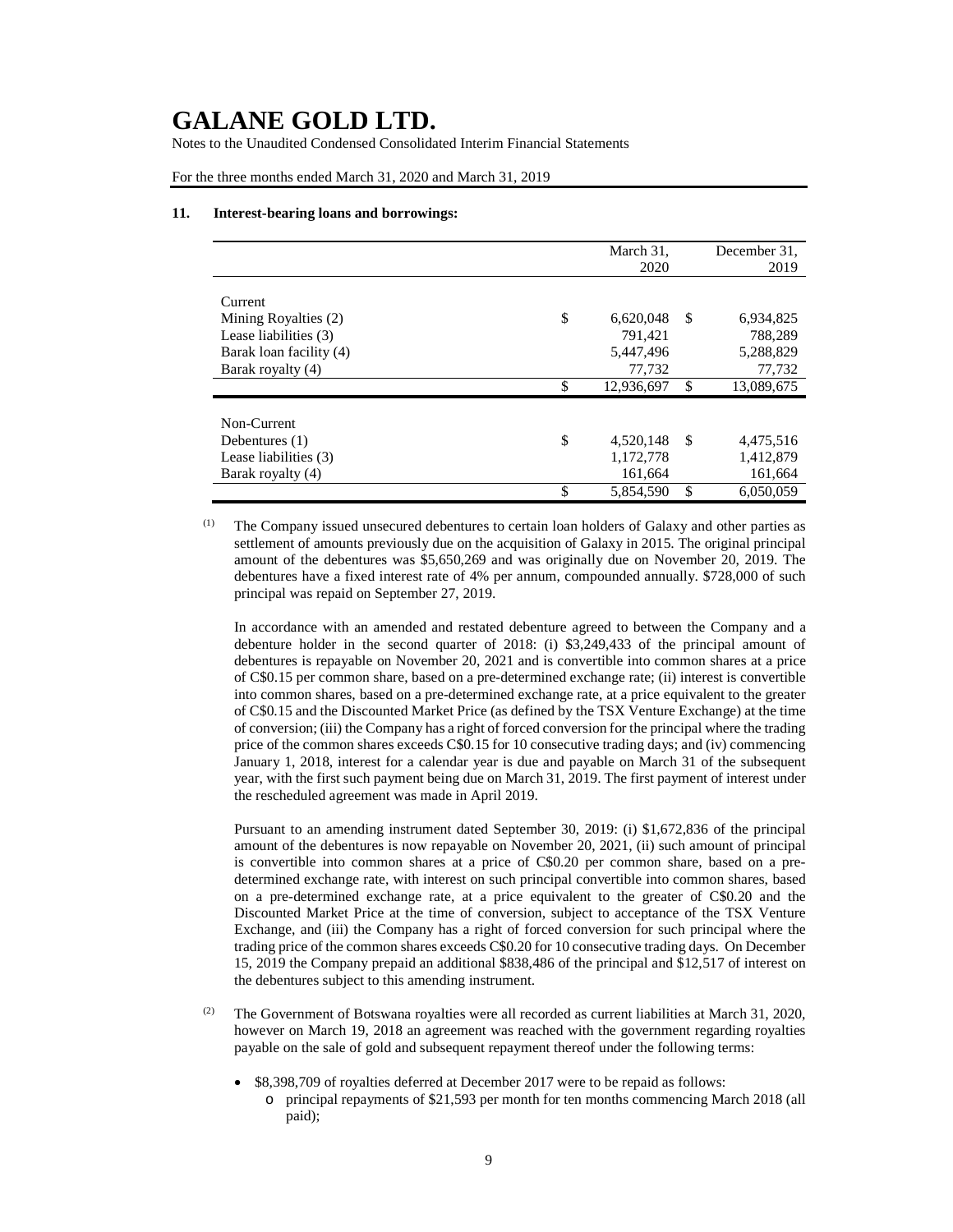## 11. Interest-bearing loans and borrowings:

| | March 31, 2020 | December 31, 2019 |
|---|---|---|
| Current | | |
| Mining Royalties (2) | $ 6,620,048 | $ 6,934,825 |
| Lease liabilities (3) | 791,421 | 788,289 |
| Barak loan facility (4) | 5,447,496 | 5,288,829 |
| Barak royalty (4) | 77,732 | 77,732 |
| | $ 12,936,697 | $ 13,089,675 |
| Non-Current | | |
| Debentures (1) | $ 4,520,148 | $ 4,475,516 |
| Lease liabilities (3) | 1,172,778 | 1,412,879 |
| Barak royalty (4) | 161,664 | 161,664 |
| | $ 5,854,590 | $ 6,050,059 |

(1) The Company issued unsecured debentures to certain loan holders of Galaxy and other parties as settlement of amounts previously due on the acquisition of Galaxy in 2015. The original principal amount of the debentures was $5,650,269 and was originally due on November 20, 2019. The debentures have a fixed interest rate of 4% per annum, compounded annually. $728,000 of such principal was repaid on September 27, 2019.

In accordance with an amended and restated debenture agreed to between the Company and a debenture holder in the second quarter of 2018: (i) $3,249,433 of the principal amount of debentures is repayable on November 20, 2021 and is convertible into common shares at a price of C$0.15 per common share, based on a pre-determined exchange rate; (ii) interest is convertible into common shares, based on a pre-determined exchange rate, at a price equivalent to the greater of C$0.15 and the Discounted Market Price (as defined by the TSX Venture Exchange) at the time of conversion; (iii) the Company has a right of forced conversion for the principal where the trading price of the common shares exceeds C$0.15 for 10 consecutive trading days; and (iv) commencing January 1, 2018, interest for a calendar year is due and payable on March 31 of the subsequent year, with the first such payment being due on March 31, 2019. The first payment of interest under the rescheduled agreement was made in April 2019.

Pursuant to an amending instrument dated September 30, 2019: (i) $1,672,836 of the principal amount of the debentures is now repayable on November 20, 2021, (ii) such amount of principal is convertible into common shares at a price of C$0.20 per common share, based on a pre-determined exchange rate, with interest on such principal convertible into common shares, based on a pre-determined exchange rate, at a price equivalent to the greater of C$0.20 and the Discounted Market Price at the time of conversion, subject to acceptance of the TSX Venture Exchange, and (iii) the Company has a right of forced conversion for such principal where the trading price of the common shares exceeds C$0.20 for 10 consecutive trading days. On December 15, 2019 the Company prepaid an additional $838,486 of the principal and $12,517 of interest on the debentures subject to this amending instrument.

(2) The Government of Botswana royalties were all recorded as current liabilities at March 31, 2020, however on March 19, 2018 an agreement was reached with the government regarding royalties payable on the sale of gold and subsequent repayment thereof under the following terms:

- $8,398,709 of royalties deferred at December 2017 were to be repaid as follows:
  - principal repayments of $21,593 per month for ten months commencing March 2018 (all paid);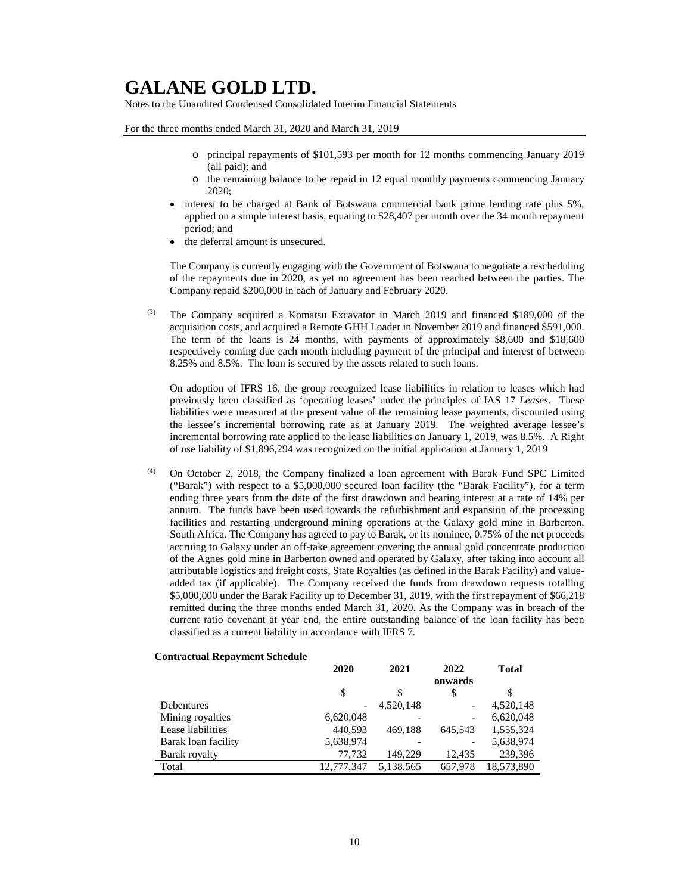- principal repayments of $101,593 per month for 12 months commencing January 2019 (all paid); and
  - the remaining balance to be repaid in 12 equal monthly payments commencing January 2020;
- interest to be charged at Bank of Botswana commercial bank prime lending rate plus 5%, applied on a simple interest basis, equating to $28,407 per month over the 34 month repayment period; and
- the deferral amount is unsecured.

The Company is currently engaging with the Government of Botswana to negotiate a rescheduling of the repayments due in 2020, as yet no agreement has been reached between the parties. The Company repaid $200,000 in each of January and February 2020.

(3) The Company acquired a Komatsu Excavator in March 2019 and financed $189,000 of the acquisition costs, and acquired a Remote GHH Loader in November 2019 and financed $591,000. The term of the loans is 24 months, with payments of approximately $8,600 and $18,600 respectively coming due each month including payment of the principal and interest of between 8.25% and 8.5%. The loan is secured by the assets related to such loans.

On adoption of IFRS 16, the group recognized lease liabilities in relation to leases which had previously been classified as 'operating leases' under the principles of IAS 17 *Leases*. These liabilities were measured at the present value of the remaining lease payments, discounted using the lessee's incremental borrowing rate as at January 2019. The weighted average lessee's incremental borrowing rate applied to the lease liabilities on January 1, 2019, was 8.5%. A Right of use liability of $1,896,294 was recognized on the initial application at January 1, 2019

(4) On October 2, 2018, the Company finalized a loan agreement with Barak Fund SPC Limited ("Barak") with respect to a $5,000,000 secured loan facility (the "Barak Facility"), for a term ending three years from the date of the first drawdown and bearing interest at a rate of 14% per annum. The funds have been used towards the refurbishment and expansion of the processing facilities and restarting underground mining operations at the Galaxy gold mine in Barberton, South Africa. The Company has agreed to pay to Barak, or its nominee, 0.75% of the net proceeds accruing to Galaxy under an off-take agreement covering the annual gold concentrate production of the Agnes gold mine in Barberton owned and operated by Galaxy, after taking into account all attributable logistics and freight costs, State Royalties (as defined in the Barak Facility) and value-added tax (if applicable). The Company received the funds from drawdown requests totalling $5,000,000 under the Barak Facility up to December 31, 2019, with the first repayment of $66,218 remitted during the three months ended March 31, 2020. As the Company was in breach of the current ratio covenant at year end, the entire outstanding balance of the loan facility has been classified as a current liability in accordance with IFRS 7.

**Contractual Repayment Schedule**

| | 2020 | 2021 | 2022 onwards | Total |
|---|---|---|---|---|
| | $ | $ | $ | $ |
| Debentures | - | 4,520,148 | - | 4,520,148 |
| Mining royalties | 6,620,048 | - | - | 6,620,048 |
| Lease liabilities | 440,593 | 469,188 | 645,543 | 1,555,324 |
| Barak loan facility | 5,638,974 | - | - | 5,638,974 |
| Barak royalty | 77,732 | 149,229 | 12,435 | 239,396 |
| Total | 12,777,347 | 5,138,565 | 657,978 | 18,573,890 |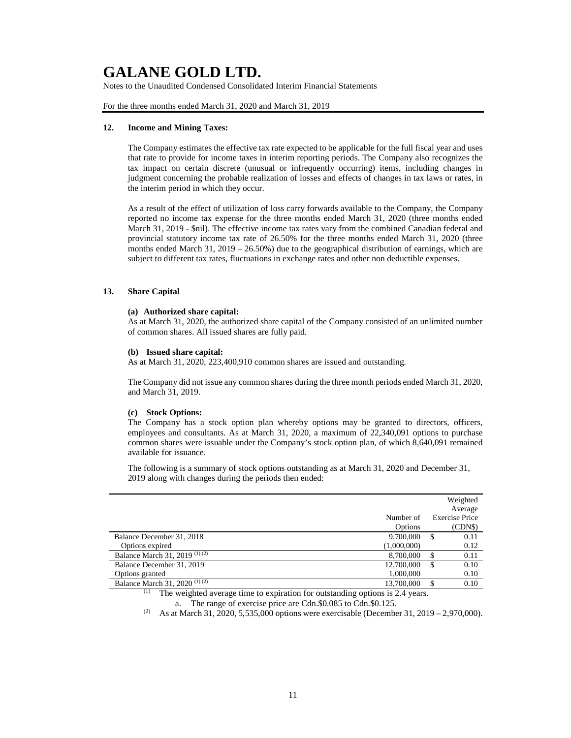# GALANE GOLD LTD.

Notes to the Unaudited Condensed Consolidated Interim Financial Statements

For the three months ended March 31, 2020 and March 31, 2019

**12. Income and Mining Taxes:**

The Company estimates the effective tax rate expected to be applicable for the full fiscal year and uses that rate to provide for income taxes in interim reporting periods. The Company also recognizes the tax impact on certain discrete (unusual or infrequently occurring) items, including changes in judgment concerning the probable realization of losses and effects of changes in tax laws or rates, in the interim period in which they occur.

As a result of the effect of utilization of loss carry forwards available to the Company, the Company reported no income tax expense for the three months ended March 31, 2020 (three months ended March 31, 2019 - $nil). The effective income tax rates vary from the combined Canadian federal and provincial statutory income tax rate of 26.50% for the three months ended March 31, 2020 (three months ended March 31, 2019 – 26.50%) due to the geographical distribution of earnings, which are subject to different tax rates, fluctuations in exchange rates and other non deductible expenses.

**13. Share Capital**

**(a) Authorized share capital:**
As at March 31, 2020, the authorized share capital of the Company consisted of an unlimited number of common shares. All issued shares are fully paid.

**(b) Issued share capital:**
As at March 31, 2020, 223,400,910 common shares are issued and outstanding.

The Company did not issue any common shares during the three month periods ended March 31, 2020, and March 31, 2019.

**(c) Stock Options:**
The Company has a stock option plan whereby options may be granted to directors, officers, employees and consultants. As at March 31, 2020, a maximum of 22,340,091 options to purchase common shares were issuable under the Company's stock option plan, of which 8,640,091 remained available for issuance.

The following is a summary of stock options outstanding as at March 31, 2020 and December 31, 2019 along with changes during the periods then ended:

| | Number of Options | Weighted Average Exercise Price (CDN$) |
|---|---|---|
| Balance December 31, 2018 | 9,700,000 | $ 0.11 |
| Options expired | (1,000,000) | 0.12 |
| Balance March 31, 2019 (1) (2) | 8,700,000 | $ 0.11 |
| Balance December 31, 2019 | 12,700,000 | $ 0.10 |
| Options granted | 1,000,000 | 0.10 |
| Balance March 31, 2020 (1) (2) | 13,700,000 | $ 0.10 |

(1) The weighted average time to expiration for outstanding options is 2.4 years.

a. The range of exercise price are Cdn.$0.085 to Cdn.$0.125.

(2) As at March 31, 2020, 5,535,000 options were exercisable (December 31, 2019 – 2,970,000).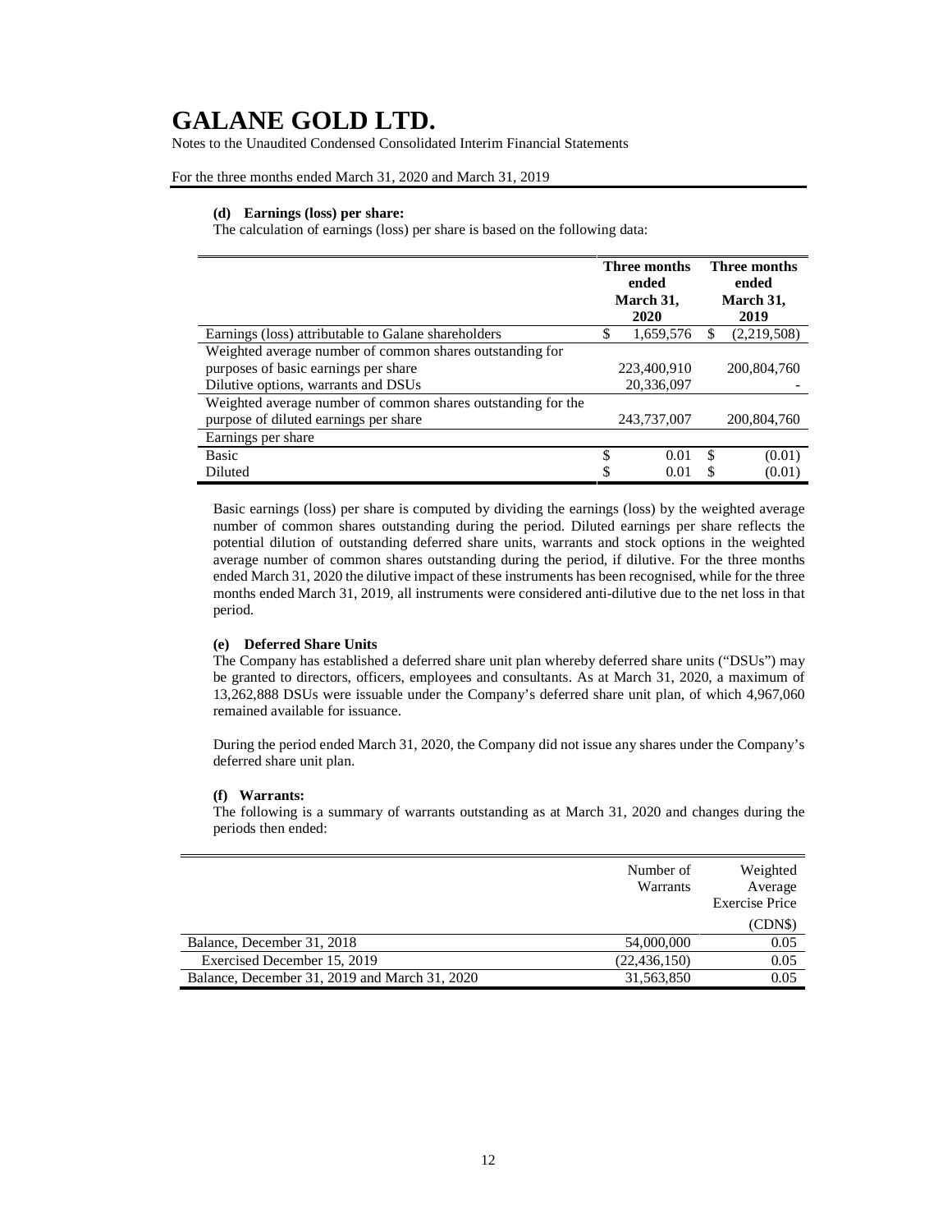**(d) Earnings (loss) per share:**

The calculation of earnings (loss) per share is based on the following data:

| | Three months ended March 31, 2020 | Three months ended March 31, 2019 |
|---|---|---|
| Earnings (loss) attributable to Galane shareholders | $ 1,659,576 | $ (2,219,508) |
| Weighted average number of common shares outstanding for purposes of basic earnings per share | 223,400,910 | 200,804,760 |
| Dilutive options, warrants and DSUs | 20,336,097 | - |
| Weighted average number of common shares outstanding for the purpose of diluted earnings per share | 243,737,007 | 200,804,760 |
| Earnings per share | | |
| Basic | $ 0.01 | $ (0.01) |
| Diluted | $ 0.01 | $ (0.01) |

Basic earnings (loss) per share is computed by dividing the earnings (loss) by the weighted average number of common shares outstanding during the period. Diluted earnings per share reflects the potential dilution of outstanding deferred share units, warrants and stock options in the weighted average number of common shares outstanding during the period, if dilutive. For the three months ended March 31, 2020 the dilutive impact of these instruments has been recognised, while for the three months ended March 31, 2019, all instruments were considered anti-dilutive due to the net loss in that period.

**(e) Deferred Share Units**

The Company has established a deferred share unit plan whereby deferred share units ("DSUs") may be granted to directors, officers, employees and consultants. As at March 31, 2020, a maximum of 13,262,888 DSUs were issuable under the Company's deferred share unit plan, of which 4,967,060 remained available for issuance.

During the period ended March 31, 2020, the Company did not issue any shares under the Company's deferred share unit plan.

**(f) Warrants:**

The following is a summary of warrants outstanding as at March 31, 2020 and changes during the periods then ended:

| | Number of Warrants | Weighted Average Exercise Price (CDN$) |
|---|---|---|
| Balance, December 31, 2018 | 54,000,000 | 0.05 |
| Exercised December 15, 2019 | (22,436,150) | 0.05 |
| Balance, December 31, 2019 and March 31, 2020 | 31,563,850 | 0.05 |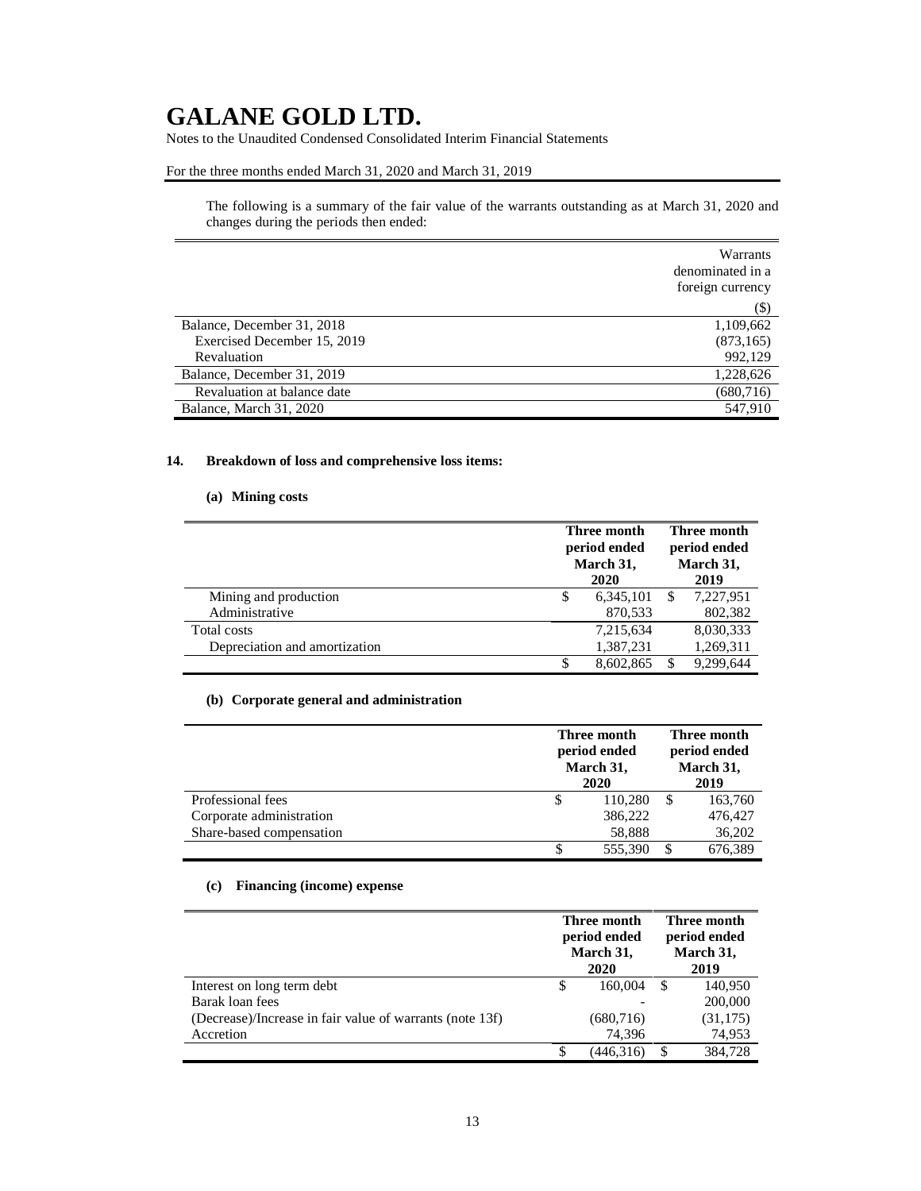# GALANE GOLD LTD.

Notes to the Unaudited Condensed Consolidated Interim Financial Statements

For the three months ended March 31, 2020 and March 31, 2019

The following is a summary of the fair value of the warrants outstanding as at March 31, 2020 and changes during the periods then ended:

| | Warrants denominated in a foreign currency |
|---|---|
| | ($) |
| Balance, December 31, 2018 | 1,109,662 |
| Exercised December 15, 2019 | (873,165) |
| Revaluation | 992,129 |
| Balance, December 31, 2019 | 1,228,626 |
| Revaluation at balance date | (680,716) |
| Balance, March 31, 2020 | 547,910 |

## 14. Breakdown of loss and comprehensive loss items:

### (a) Mining costs

| | Three month period ended March 31, 2020 | Three month period ended March 31, 2019 |
|---|---|---|
| Mining and production | $ 6,345,101 | $ 7,227,951 |
| Administrative | 870,533 | 802,382 |
| Total costs | 7,215,634 | 8,030,333 |
| Depreciation and amortization | 1,387,231 | 1,269,311 |
| | $ 8,602,865 | $ 9,299,644 |

### (b) Corporate general and administration

| | Three month period ended March 31, 2020 | Three month period ended March 31, 2019 |
|---|---|---|
| Professional fees | $ 110,280 | $ 163,760 |
| Corporate administration | 386,222 | 476,427 |
| Share-based compensation | 58,888 | 36,202 |
| | $ 555,390 | $ 676,389 |

### (c) Financing (income) expense

| | Three month period ended March 31, 2020 | Three month period ended March 31, 2019 |
|---|---|---|
| Interest on long term debt | $ 160,004 | $ 140,950 |
| Barak loan fees | - | 200,000 |
| (Decrease)/Increase in fair value of warrants (note 13f) | (680,716) | (31,175) |
| Accretion | 74,396 | 74,953 |
| | $ (446,316) | $ 384,728 |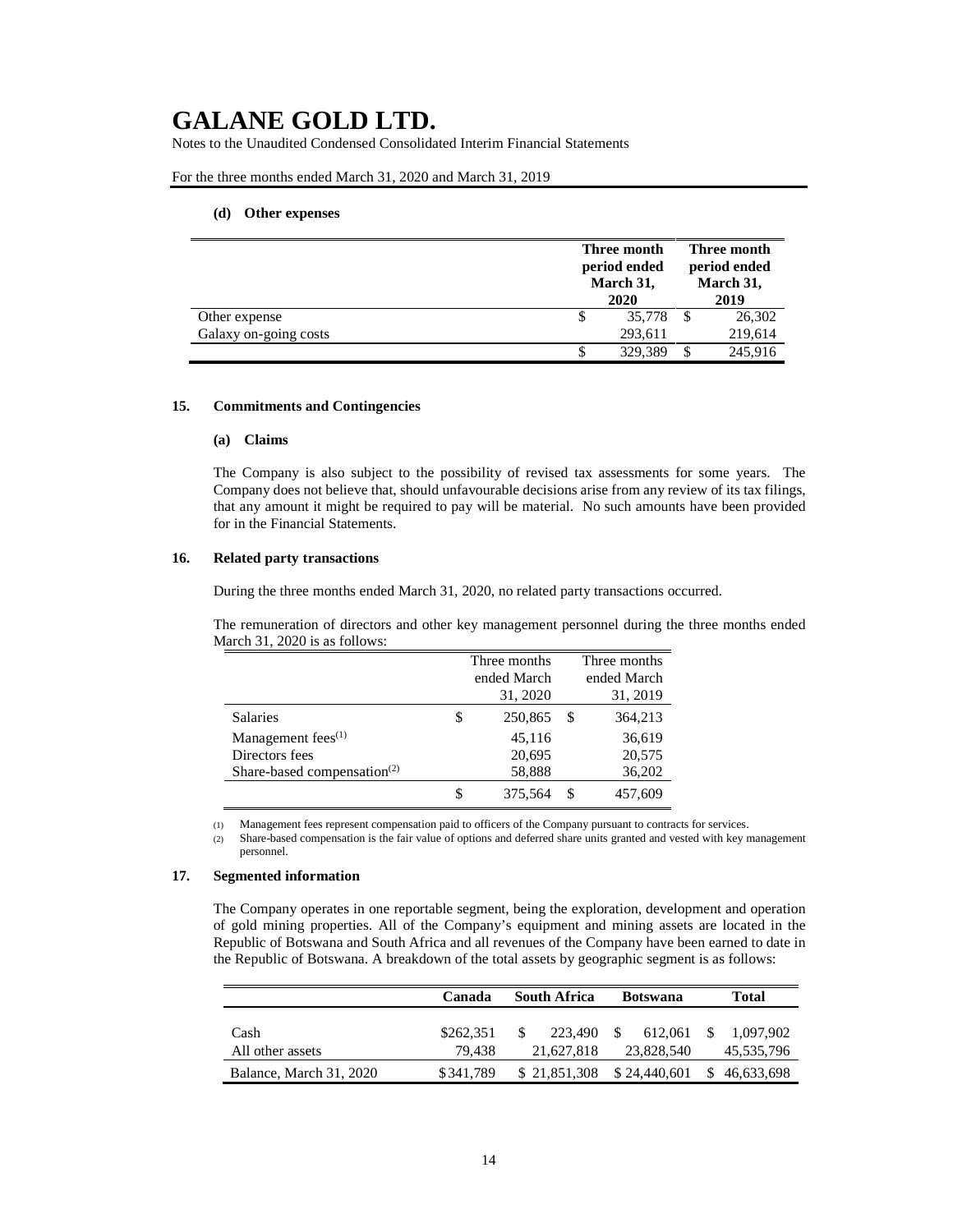# GALANE GOLD LTD.

Notes to the Unaudited Condensed Consolidated Interim Financial Statements

For the three months ended March 31, 2020 and March 31, 2019

### (d) Other expenses

| | Three month period ended March 31, 2020 | Three month period ended March 31, 2019 |
|---|---|---|
| Other expense | $ 35,778 | $ 26,302 |
| Galaxy on-going costs | 293,611 | 219,614 |
| | $ 329,389 | $ 245,916 |

## 15. Commitments and Contingencies

### (a) Claims

The Company is also subject to the possibility of revised tax assessments for some years. The Company does not believe that, should unfavourable decisions arise from any review of its tax filings, that any amount it might be required to pay will be material. No such amounts have been provided for in the Financial Statements.

## 16. Related party transactions

During the three months ended March 31, 2020, no related party transactions occurred.

The remuneration of directors and other key management personnel during the three months ended March 31, 2020 is as follows:

| | Three months ended March 31, 2020 | Three months ended March 31, 2019 |
|---|---|---|
| Salaries | $ 250,865 | $ 364,213 |
| Management fees(1) | 45,116 | 36,619 |
| Directors fees | 20,695 | 20,575 |
| Share-based compensation(2) | 58,888 | 36,202 |
| | $ 375,564 | $ 457,609 |

(1) Management fees represent compensation paid to officers of the Company pursuant to contracts for services.
(2) Share-based compensation is the fair value of options and deferred share units granted and vested with key management personnel.

## 17. Segmented information

The Company operates in one reportable segment, being the exploration, development and operation of gold mining properties. All of the Company's equipment and mining assets are located in the Republic of Botswana and South Africa and all revenues of the Company have been earned to date in the Republic of Botswana. A breakdown of the total assets by geographic segment is as follows:

| | Canada | South Africa | Botswana | Total |
|---|---|---|---|---|
| Cash | $262,351 | $ 223,490 | $ 612,061 | $ 1,097,902 |
| All other assets | 79,438 | 21,627,818 | 23,828,540 | 45,535,796 |
| Balance, March 31, 2020 | $341,789 | $ 21,851,308 | $ 24,440,601 | $ 46,633,698 |